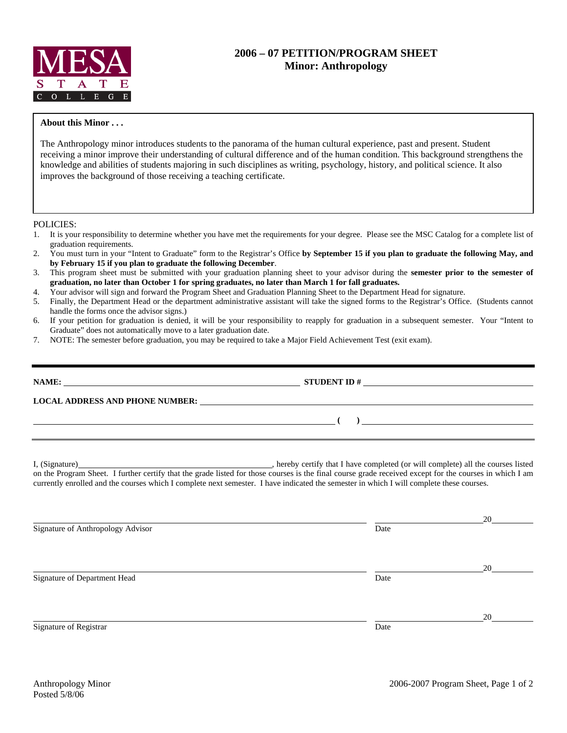MESA STATE COLLEGE

# 2006 – 07 PETITION/PROGRAM SHEET
## Minor: Anthropology

**About this Minor . . .**

The Anthropology minor introduces students to the panorama of the human cultural experience, past and present. Student receiving a minor improve their understanding of cultural difference and of the human condition. This background strengthens the knowledge and abilities of students majoring in such disciplines as writing, psychology, history, and political science. It also improves the background of those receiving a teaching certificate.

POLICIES:

1. It is your responsibility to determine whether you have met the requirements for your degree. Please see the MSC Catalog for a complete list of graduation requirements.
2. You must turn in your "Intent to Graduate" form to the Registrar's Office **by September 15 if you plan to graduate the following May, and by February 15 if you plan to graduate the following December**.
3. This program sheet must be submitted with your graduation planning sheet to your advisor during the **semester prior to the semester of graduation, no later than October 1 for spring graduates, no later than March 1 for fall graduates.**
4. Your advisor will sign and forward the Program Sheet and Graduation Planning Sheet to the Department Head for signature.
5. Finally, the Department Head or the department administrative assistant will take the signed forms to the Registrar's Office. (Students cannot handle the forms once the advisor signs.)
6. If your petition for graduation is denied, it will be your responsibility to reapply for graduation in a subsequent semester. Your "Intent to Graduate" does not automatically move to a later graduation date.
7. NOTE: The semester before graduation, you may be required to take a Major Field Achievement Test (exit exam).

---

**NAME:** ______________________________ **STUDENT ID #** ______________________________

**LOCAL ADDRESS AND PHONE NUMBER:** ______________________________

______________________________ **( )** ______________________________

---

I, (Signature)______________________________, hereby certify that I have completed (or will complete) all the courses listed on the Program Sheet. I further certify that the grade listed for those courses is the final course grade received except for the courses in which I am currently enrolled and the courses which I complete next semester. I have indicated the semester in which I will complete these courses.

______________________________ ______________________________20________
Signature of Anthropology Advisor Date

______________________________ ______________________________20________
Signature of Department Head Date

______________________________ ______________________________20________
Signature of Registrar Date

Anthropology Minor
Posted 5/8/06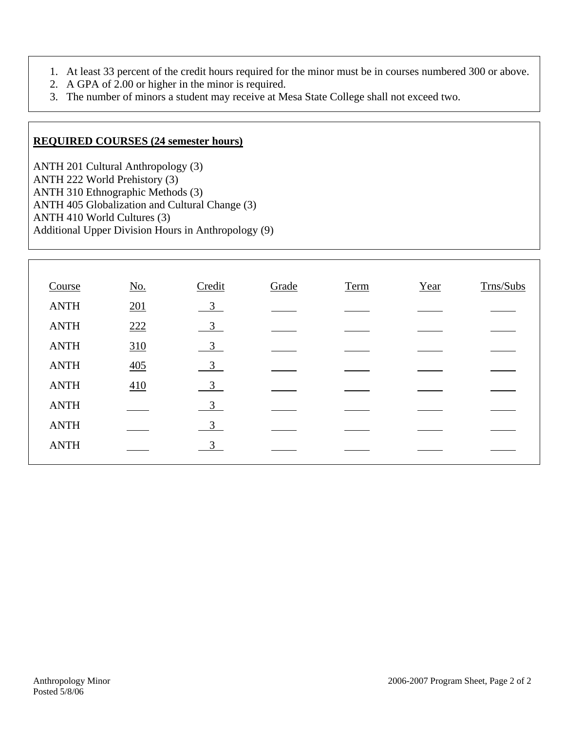1. At least 33 percent of the credit hours required for the minor must be in courses numbered 300 or above.
2. A GPA of 2.00 or higher in the minor is required.
3. The number of minors a student may receive at Mesa State College shall not exceed two.

**REQUIRED COURSES (24 semester hours)**

ANTH 201 Cultural Anthropology (3)
ANTH 222 World Prehistory (3)
ANTH 310 Ethnographic Methods (3)
ANTH 405 Globalization and Cultural Change (3)
ANTH 410 World Cultures (3)
Additional Upper Division Hours in Anthropology (9)

| Course | No. | Credit | Grade | Term | Year | Trns/Subs |
|---|---|---|---|---|---|---|
| ANTH | 201 | 3 | | | | |
| ANTH | 222 | 3 | | | | |
| ANTH | 310 | 3 | | | | |
| ANTH | 405 | 3 | | | | |
| ANTH | 410 | 3 | | | | |
| ANTH | | 3 | | | | |
| ANTH | | 3 | | | | |
| ANTH | | 3 | | | | |